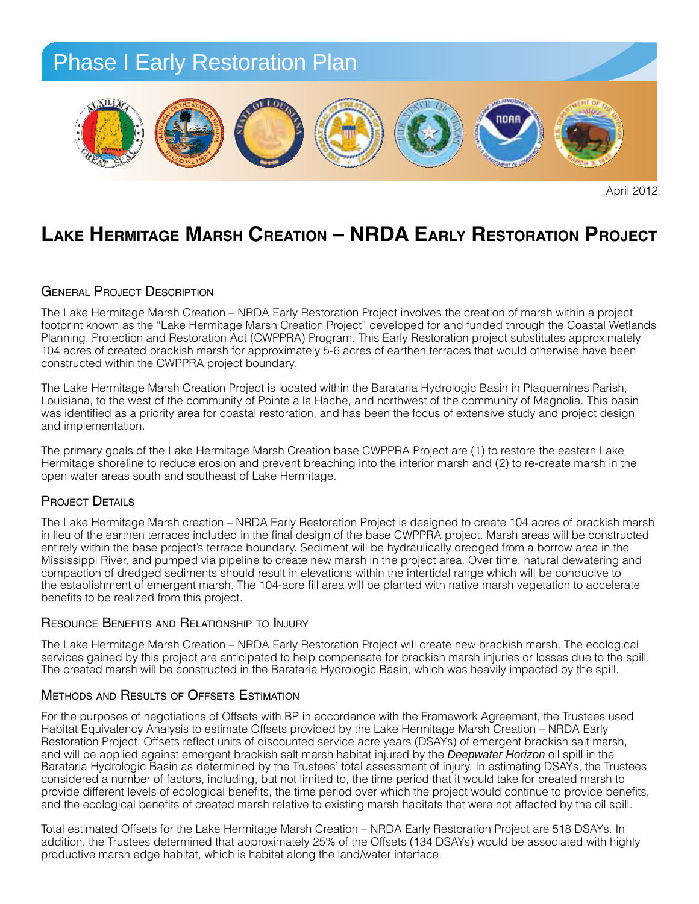Phase I Early Restoration Plan

April 2012

# Lake Hermitage Marsh Creation – NRDA Early Restoration Project

## General Project Description

The Lake Hermitage Marsh Creation – NRDA Early Restoration Project involves the creation of marsh within a project footprint known as the "Lake Hermitage Marsh Creation Project" developed for and funded through the Coastal Wetlands Planning, Protection and Restoration Act (CWPPRA) Program. This Early Restoration project substitutes approximately 104 acres of created brackish marsh for approximately 5-6 acres of earthen terraces that would otherwise have been constructed within the CWPPRA project boundary.

The Lake Hermitage Marsh Creation Project is located within the Barataria Hydrologic Basin in Plaquemines Parish, Louisiana, to the west of the community of Pointe a la Hache, and northwest of the community of Magnolia. This basin was identified as a priority area for coastal restoration, and has been the focus of extensive study and project design and implementation.

The primary goals of the Lake Hermitage Marsh Creation base CWPPRA Project are (1) to restore the eastern Lake Hermitage shoreline to reduce erosion and prevent breaching into the interior marsh and (2) to re-create marsh in the open water areas south and southeast of Lake Hermitage.

## Project Details

The Lake Hermitage Marsh creation – NRDA Early Restoration Project is designed to create 104 acres of brackish marsh in lieu of the earthen terraces included in the final design of the base CWPPRA project. Marsh areas will be constructed entirely within the base project's terrace boundary. Sediment will be hydraulically dredged from a borrow area in the Mississippi River, and pumped via pipeline to create new marsh in the project area. Over time, natural dewatering and compaction of dredged sediments should result in elevations within the intertidal range which will be conducive to the establishment of emergent marsh. The 104-acre fill area will be planted with native marsh vegetation to accelerate benefits to be realized from this project.

## Resource Benefits and Relationship to Injury

The Lake Hermitage Marsh Creation – NRDA Early Restoration Project will create new brackish marsh. The ecological services gained by this project are anticipated to help compensate for brackish marsh injuries or losses due to the spill. The created marsh will be constructed in the Barataria Hydrologic Basin, which was heavily impacted by the spill.

## Methods and Results of Offsets Estimation

For the purposes of negotiations of Offsets with BP in accordance with the Framework Agreement, the Trustees used Habitat Equivalency Analysis to estimate Offsets provided by the Lake Hermitage Marsh Creation – NRDA Early Restoration Project. Offsets reflect units of discounted service acre years (DSAYs) of emergent brackish salt marsh, and will be applied against emergent brackish salt marsh habitat injured by the *Deepwater Horizon* oil spill in the Barataria Hydrologic Basin as determined by the Trustees' total assessment of injury. In estimating DSAYs, the Trustees considered a number of factors, including, but not limited to, the time period that it would take for created marsh to provide different levels of ecological benefits, the time period over which the project would continue to provide benefits, and the ecological benefits of created marsh relative to existing marsh habitats that were not affected by the oil spill.

Total estimated Offsets for the Lake Hermitage Marsh Creation – NRDA Early Restoration Project are 518 DSAYs. In addition, the Trustees determined that approximately 25% of the Offsets (134 DSAYs) would be associated with highly productive marsh edge habitat, which is habitat along the land/water interface.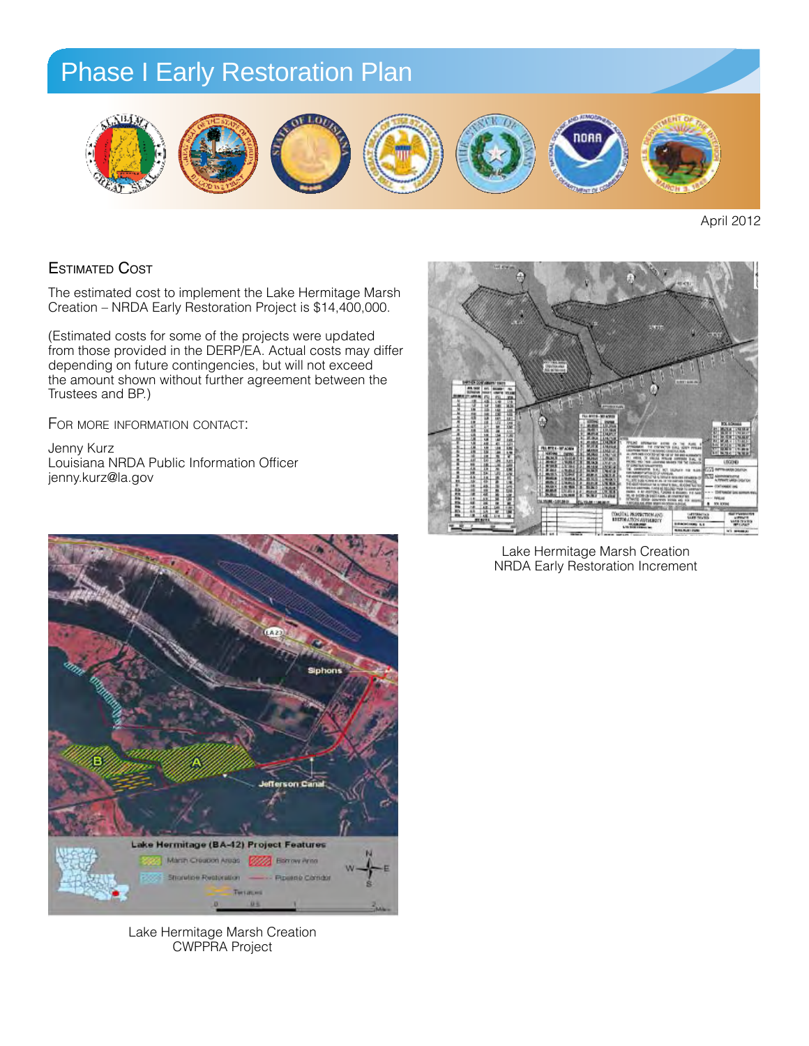# Phase I Early Restoration Plan

April 2012

## Estimated Cost

The estimated cost to implement the Lake Hermitage Marsh Creation – NRDA Early Restoration Project is $14,400,000.

(Estimated costs for some of the projects were updated from those provided in the DERP/EA. Actual costs may differ depending on future contingencies, but will not exceed the amount shown without further agreement between the Trustees and BP.)

## For more information contact:

Jenny Kurz
Louisiana NRDA Public Information Officer
jenny.kurz@la.gov

Lake Hermitage Marsh Creation
NRDA Early Restoration Increment

Lake Hermitage (BA-42) Project Features

Marsh Creation Areas

Borrow Area

Shoreline Restoration

Pipeline Corridor

Terraces

Siphons

Jefferson Canal

LA23

A

B

N

W

E

S

0

0.5

1

2

Miles

Lake Hermitage Marsh Creation
CWPPRA Project